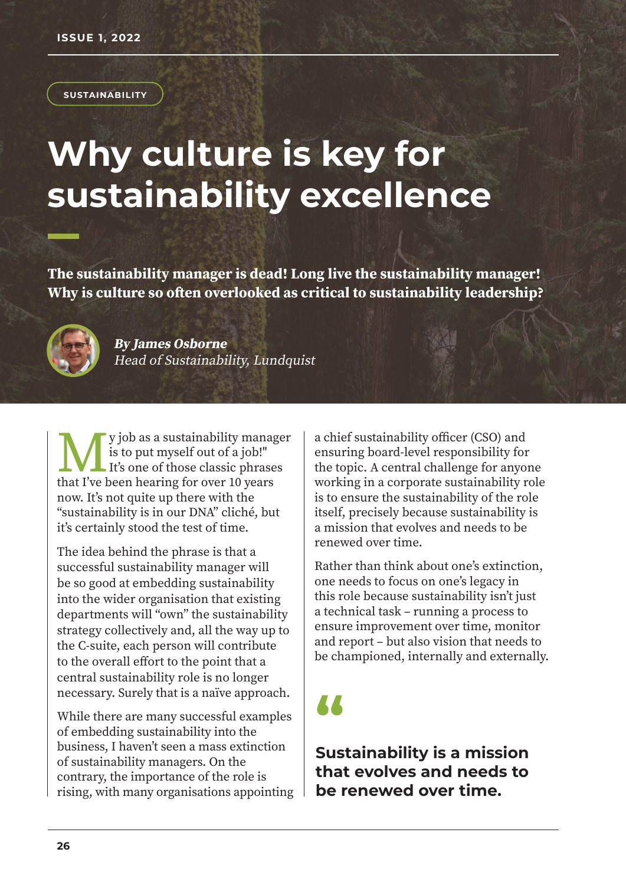SUSTAINABILITY

# Why culture is key for sustainability excellence

**The sustainability manager is dead! Long live the sustainability manager! Why is culture so often overlooked as critical to sustainability leadership?**

***By James Osborne***
*Head of Sustainability, Lundquist*

"My job as a sustainability manager is to put myself out of a job!" It's one of those classic phrases that I've been hearing for over 10 years now. It's not quite up there with the "sustainability is in our DNA" cliché, but it's certainly stood the test of time.

The idea behind the phrase is that a successful sustainability manager will be so good at embedding sustainability into the wider organisation that existing departments will "own" the sustainability strategy collectively and, all the way up to the C-suite, each person will contribute to the overall effort to the point that a central sustainability role is no longer necessary. Surely that is a naïve approach.

While there are many successful examples of embedding sustainability into the business, I haven't seen a mass extinction of sustainability managers. On the contrary, the importance of the role is rising, with many organisations appointing a chief sustainability officer (CSO) and ensuring board-level responsibility for the topic. A central challenge for anyone working in a corporate sustainability role is to ensure the sustainability of the role itself, precisely because sustainability is a mission that evolves and needs to be renewed over time.

Rather than think about one's extinction, one needs to focus on one's legacy in this role because sustainability isn't just a technical task – running a process to ensure improvement over time, monitor and report – but also vision that needs to be championed, internally and externally.

> **Sustainability is a mission that evolves and needs to be renewed over time.**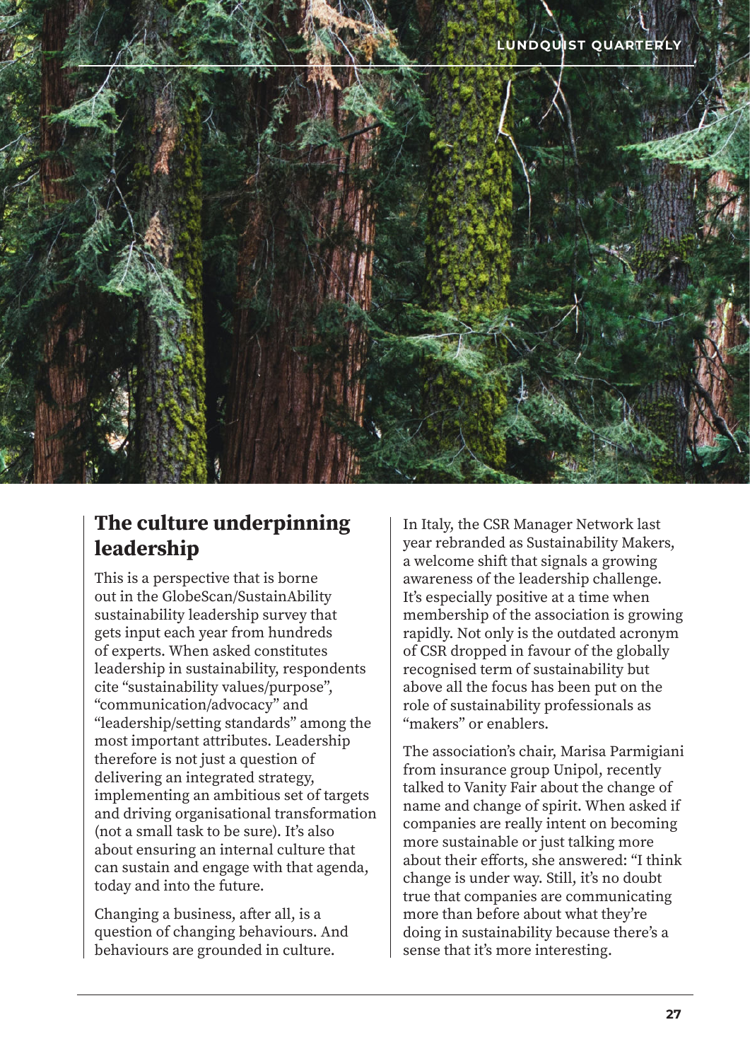## The culture underpinning leadership

This is a perspective that is borne out in the GlobeScan/SustainAbility sustainability leadership survey that gets input each year from hundreds of experts. When asked constitutes leadership in sustainability, respondents cite "sustainability values/purpose", "communication/advocacy" and "leadership/setting standards" among the most important attributes. Leadership therefore is not just a question of delivering an integrated strategy, implementing an ambitious set of targets and driving organisational transformation (not a small task to be sure). It's also about ensuring an internal culture that can sustain and engage with that agenda, today and into the future.

Changing a business, after all, is a question of changing behaviours. And behaviours are grounded in culture.

In Italy, the CSR Manager Network last year rebranded as Sustainability Makers, a welcome shift that signals a growing awareness of the leadership challenge. It's especially positive at a time when membership of the association is growing rapidly. Not only is the outdated acronym of CSR dropped in favour of the globally recognised term of sustainability but above all the focus has been put on the role of sustainability professionals as "makers" or enablers.

The association's chair, Marisa Parmigiani from insurance group Unipol, recently talked to Vanity Fair about the change of name and change of spirit. When asked if companies are really intent on becoming more sustainable or just talking more about their efforts, she answered: "I think change is under way. Still, it's no doubt true that companies are communicating more than before about what they're doing in sustainability because there's a sense that it's more interesting.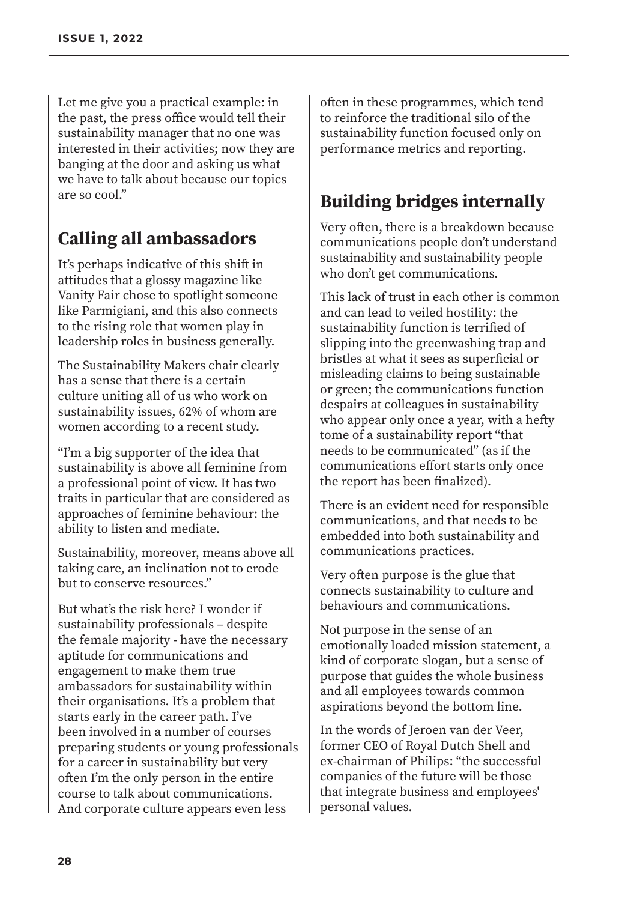Let me give you a practical example: in the past, the press office would tell their sustainability manager that no one was interested in their activities; now they are banging at the door and asking us what we have to talk about because our topics are so cool."

## Calling all ambassadors

It's perhaps indicative of this shift in attitudes that a glossy magazine like Vanity Fair chose to spotlight someone like Parmigiani, and this also connects to the rising role that women play in leadership roles in business generally.

The Sustainability Makers chair clearly has a sense that there is a certain culture uniting all of us who work on sustainability issues, 62% of whom are women according to a recent study.

"I'm a big supporter of the idea that sustainability is above all feminine from a professional point of view. It has two traits in particular that are considered as approaches of feminine behaviour: the ability to listen and mediate.

Sustainability, moreover, means above all taking care, an inclination not to erode but to conserve resources."

But what's the risk here? I wonder if sustainability professionals – despite the female majority - have the necessary aptitude for communications and engagement to make them true ambassadors for sustainability within their organisations. It's a problem that starts early in the career path. I've been involved in a number of courses preparing students or young professionals for a career in sustainability but very often I'm the only person in the entire course to talk about communications. And corporate culture appears even less often in these programmes, which tend to reinforce the traditional silo of the sustainability function focused only on performance metrics and reporting.

## Building bridges internally

Very often, there is a breakdown because communications people don't understand sustainability and sustainability people who don't get communications.

This lack of trust in each other is common and can lead to veiled hostility: the sustainability function is terrified of slipping into the greenwashing trap and bristles at what it sees as superficial or misleading claims to being sustainable or green; the communications function despairs at colleagues in sustainability who appear only once a year, with a hefty tome of a sustainability report "that needs to be communicated" (as if the communications effort starts only once the report has been finalized).

There is an evident need for responsible communications, and that needs to be embedded into both sustainability and communications practices.

Very often purpose is the glue that connects sustainability to culture and behaviours and communications.

Not purpose in the sense of an emotionally loaded mission statement, a kind of corporate slogan, but a sense of purpose that guides the whole business and all employees towards common aspirations beyond the bottom line.

In the words of Jeroen van der Veer, former CEO of Royal Dutch Shell and ex-chairman of Philips: "the successful companies of the future will be those that integrate business and employees' personal values.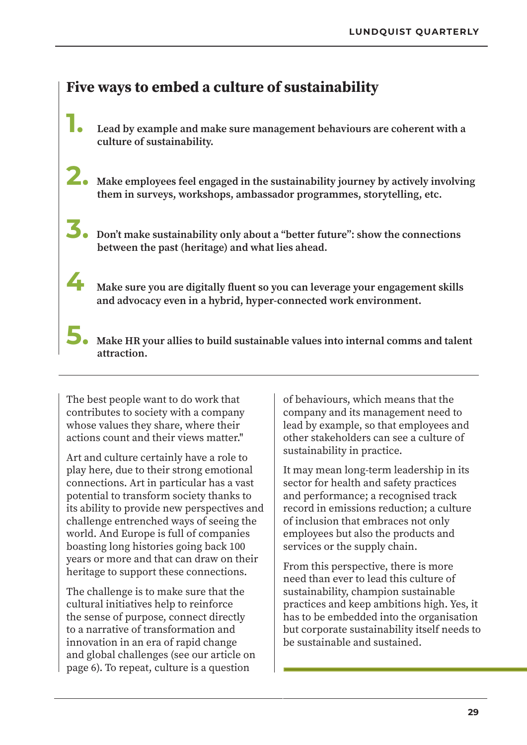## Five ways to embed a culture of sustainability

1. **Lead by example and make sure management behaviours are coherent with a culture of sustainability.**

2. **Make employees feel engaged in the sustainability journey by actively involving them in surveys, workshops, ambassador programmes, storytelling, etc.**

3. **Don't make sustainability only about a "better future": show the connections between the past (heritage) and what lies ahead.**

4. **Make sure you are digitally fluent so you can leverage your engagement skills and advocacy even in a hybrid, hyper-connected work environment.**

5. **Make HR your allies to build sustainable values into internal comms and talent attraction.**

---

The best people want to do work that contributes to society with a company whose values they share, where their actions count and their views matter."

Art and culture certainly have a role to play here, due to their strong emotional connections. Art in particular has a vast potential to transform society thanks to its ability to provide new perspectives and challenge entrenched ways of seeing the world. And Europe is full of companies boasting long histories going back 100 years or more and that can draw on their heritage to support these connections.

The challenge is to make sure that the cultural initiatives help to reinforce the sense of purpose, connect directly to a narrative of transformation and innovation in an era of rapid change and global challenges (see our article on page 6). To repeat, culture is a question of behaviours, which means that the company and its management need to lead by example, so that employees and other stakeholders can see a culture of sustainability in practice.

It may mean long-term leadership in its sector for health and safety practices and performance; a recognised track record in emissions reduction; a culture of inclusion that embraces not only employees but also the products and services or the supply chain.

From this perspective, there is more need than ever to lead this culture of sustainability, champion sustainable practices and keep ambitions high. Yes, it has to be embedded into the organisation but corporate sustainability itself needs to be sustainable and sustained.